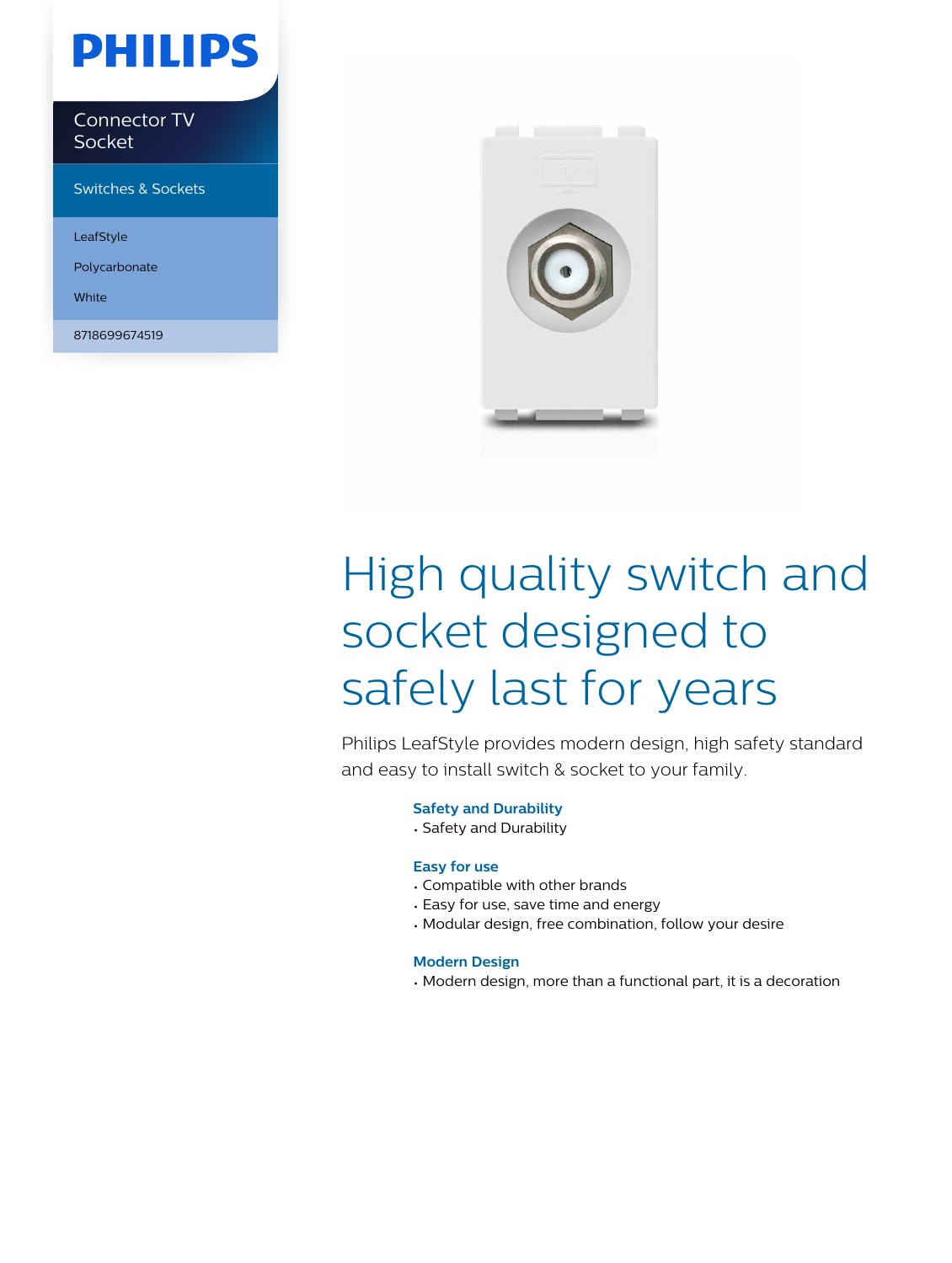PHILIPS

Connector TV Socket

Switches & Sockets

LeafStyle

Polycarbonate

White

8718699674519

# High quality switch and socket designed to safely last for years

Philips LeafStyle provides modern design, high safety standard and easy to install switch & socket to your family.

### Safety and Durability
- Safety and Durability

### Easy for use
- Compatible with other brands
- Easy for use, save time and energy
- Modular design, free combination, follow your desire

### Modern Design
- Modern design, more than a functional part, it is a decoration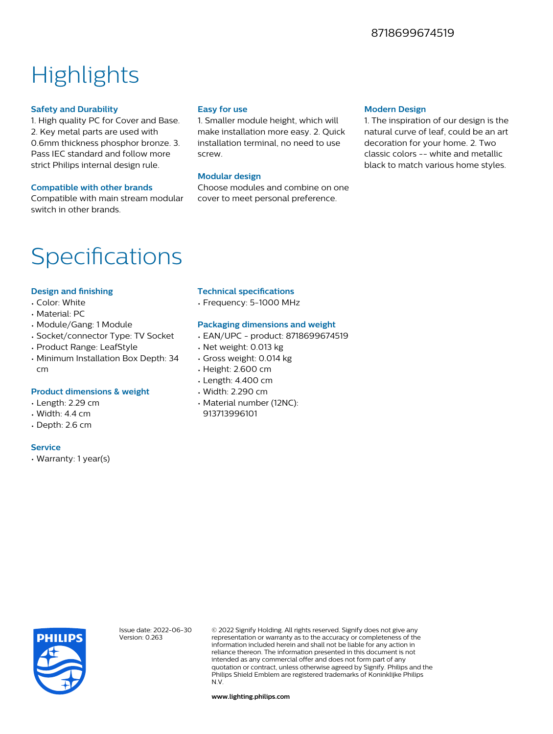8718699674519

# Highlights

### Safety and Durability

1. High quality PC for Cover and Base. 2. Key metal parts are used with 0.6mm thickness phosphor bronze. 3. Pass IEC standard and follow more strict Philips internal design rule.

### Compatible with other brands

Compatible with main stream modular switch in other brands.

### Easy for use

1. Smaller module height, which will make installation more easy. 2. Quick installation terminal, no need to use screw.

### Modular design

Choose modules and combine on one cover to meet personal preference.

### Modern Design

1. The inspiration of our design is the natural curve of leaf, could be an art decoration for your home. 2. Two classic colors -- white and metallic black to match various home styles.

# Specifications

### Design and finishing

- Color: White
- Material: PC
- Module/Gang: 1 Module
- Socket/connector Type: TV Socket
- Product Range: LeafStyle
- Minimum Installation Box Depth: 34 cm

### Product dimensions & weight

- Length: 2.29 cm
- Width: 4.4 cm
- Depth: 2.6 cm

### Service

- Warranty: 1 year(s)

### Technical specifications

- Frequency: 5-1000 MHz

### Packaging dimensions and weight

- EAN/UPC - product: 8718699674519
- Net weight: 0.013 kg
- Gross weight: 0.014 kg
- Height: 2.600 cm
- Length: 4.400 cm
- Width: 2.290 cm
- Material number (12NC): 913713996101

Issue date: 2022-06-30
Version: 0.263

© 2022 Signify Holding. All rights reserved. Signify does not give any representation or warranty as to the accuracy or completeness of the information included herein and shall not be liable for any action in reliance thereon. The information presented in this document is not intended as any commercial offer and does not form part of any quotation or contract, unless otherwise agreed by Signify. Philips and the Philips Shield Emblem are registered trademarks of Koninklijke Philips N.V.

**www.lighting.philips.com**